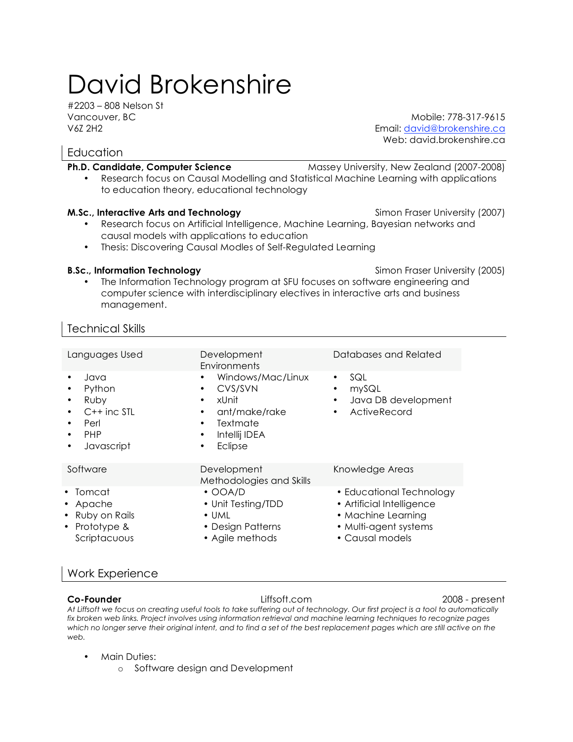# David Brokenshire

#2203 – 808 Nelson St
Vancouver, BC
V6Z 2H2

Mobile: 778-317-9615
Email: david@brokenshire.ca
Web: david.brokenshire.ca

## Education

**Ph.D. Candidate, Computer Science** — Massey University, New Zealand (2007-2008)

- Research focus on Causal Modelling and Statistical Machine Learning with applications to education theory, educational technology

**M.Sc., Interactive Arts and Technology** — Simon Fraser University (2007)

- Research focus on Artificial Intelligence, Machine Learning, Bayesian networks and causal models with applications to education
- Thesis: Discovering Causal Modles of Self-Regulated Learning

**B.Sc., Information Technology** — Simon Fraser University (2005)

- The Information Technology program at SFU focuses on software engineering and computer science with interdisciplinary electives in interactive arts and business management.

## Technical Skills

| Languages Used | Development Environments | Databases and Related |
|---|---|---|
| • Java<br>• Python<br>• Ruby<br>• C++ inc STL<br>• Perl<br>• PHP<br>• Javascript | • Windows/Mac/Linux<br>• CVS/SVN<br>• xUnit<br>• ant/make/rake<br>• Textmate<br>• Intellij IDEA<br>• Eclipse | • SQL<br>• mySQL<br>• Java DB development<br>• ActiveRecord |

| Software | Development Methodologies and Skills | Knowledge Areas |
|---|---|---|
| • Tomcat<br>• Apache<br>• Ruby on Rails<br>• Prototype & Scriptacuous | • OOA/D<br>• Unit Testing/TDD<br>• UML<br>• Design Patterns<br>• Agile methods | • Educational Technology<br>• Artificial Intelligence<br>• Machine Learning<br>• Multi-agent systems<br>• Causal models |

## Work Experience

**Co-Founder** — Liffsoft.com — 2008 - present

*At Liffsoft we focus on creating useful tools to take suffering out of technology. Our first project is a tool to automatically fix broken web links. Project involves using information retrieval and machine learning techniques to recognize pages which no longer serve their original intent, and to find a set of the best replacement pages which are still active on the web.*

- Main Duties:
  - Software design and Development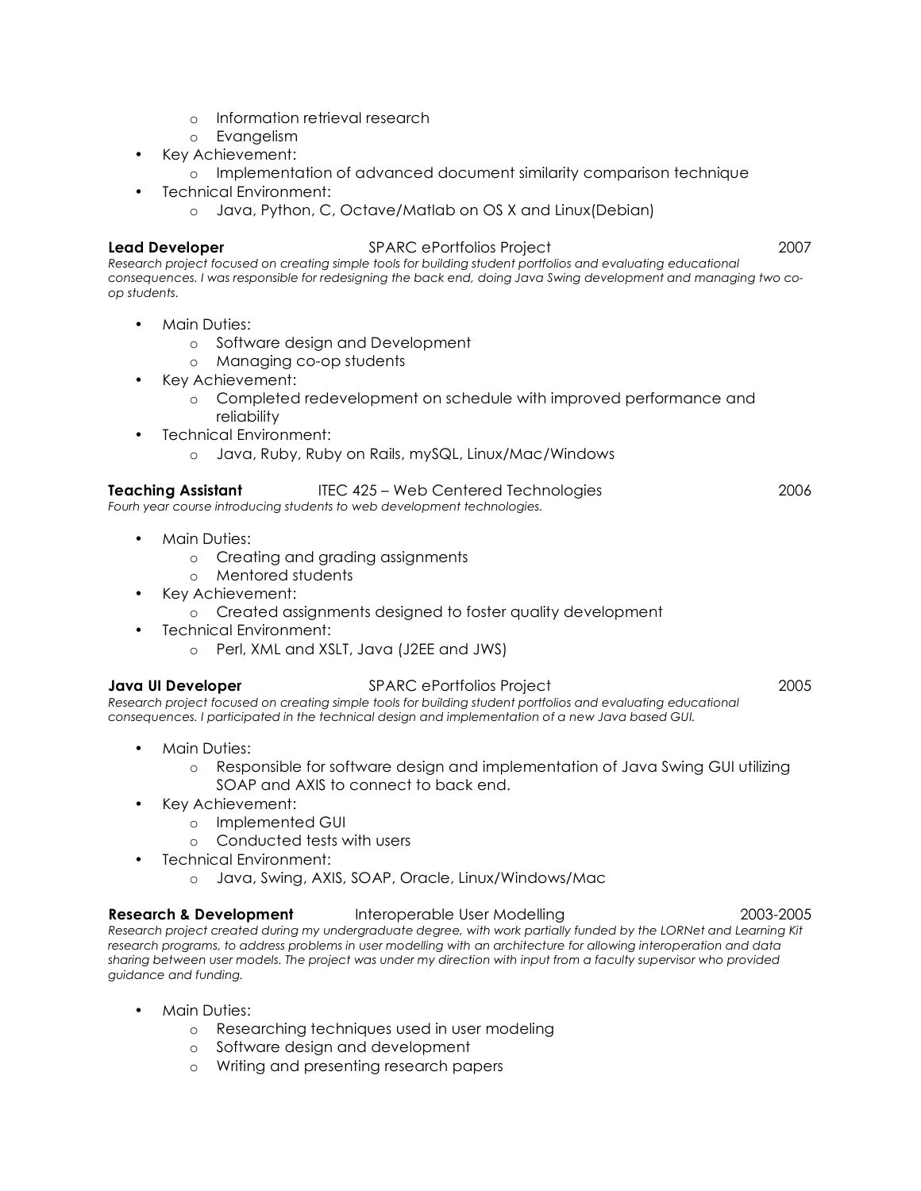- Information retrieval research
  - Evangelism
- Key Achievement:
  - Implementation of advanced document similarity comparison technique
- Technical Environment:
  - Java, Python, C, Octave/Matlab on OS X and Linux(Debian)

**Lead Developer** SPARC ePortfolios Project 2007

*Research project focused on creating simple tools for building student portfolios and evaluating educational consequences. I was responsible for redesigning the back end, doing Java Swing development and managing two co-op students.*

- Main Duties:
  - Software design and Development
  - Managing co-op students
- Key Achievement:
  - Completed redevelopment on schedule with improved performance and reliability
- Technical Environment:
  - Java, Ruby, Ruby on Rails, mySQL, Linux/Mac/Windows

**Teaching Assistant** ITEC 425 – Web Centered Technologies 2006

*Fourh year course introducing students to web development technologies.*

- Main Duties:
  - Creating and grading assignments
  - Mentored students
- Key Achievement:
  - Created assignments designed to foster quality development
- Technical Environment:
  - Perl, XML and XSLT, Java (J2EE and JWS)

**Java UI Developer** SPARC ePortfolios Project 2005

*Research project focused on creating simple tools for building student portfolios and evaluating educational consequences. I participated in the technical design and implementation of a new Java based GUI.*

- Main Duties:
  - Responsible for software design and implementation of Java Swing GUI utilizing SOAP and AXIS to connect to back end.
- Key Achievement:
  - Implemented GUI
  - Conducted tests with users
- Technical Environment:
  - Java, Swing, AXIS, SOAP, Oracle, Linux/Windows/Mac

**Research & Development** Interoperable User Modelling 2003-2005

*Research project created during my undergraduate degree, with work partially funded by the LORNet and Learning Kit research programs, to address problems in user modelling with an architecture for allowing interoperation and data sharing between user models. The project was under my direction with input from a faculty supervisor who provided guidance and funding.*

- Main Duties:
  - Researching techniques used in user modeling
  - Software design and development
  - Writing and presenting research papers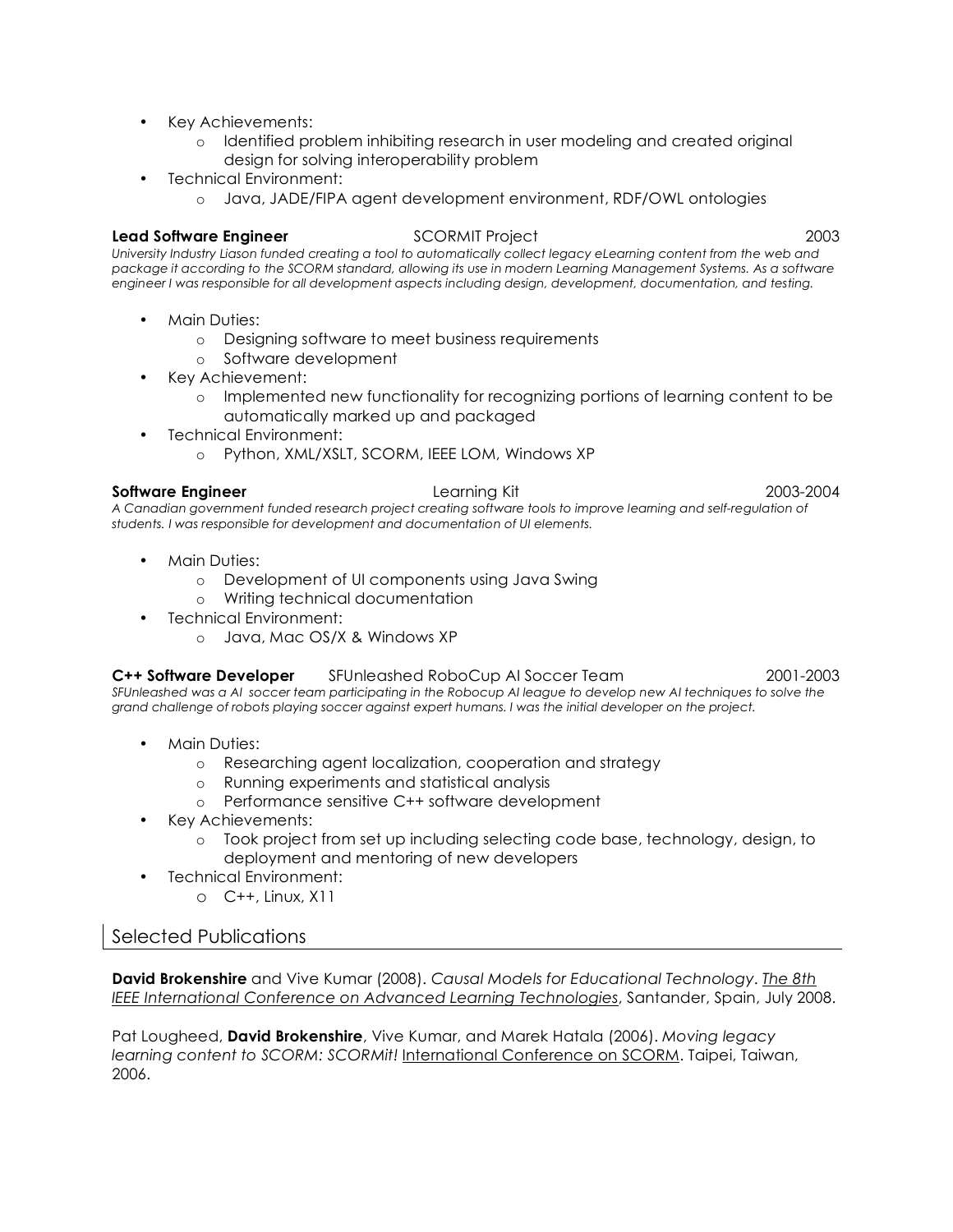- Key Achievements:
    - Identified problem inhibiting research in user modeling and created original design for solving interoperability problem
- Technical Environment:
    - Java, JADE/FIPA agent development environment, RDF/OWL ontologies

**Lead Software Engineer** SCORMIT Project 2003

*University Industry Liason funded creating a tool to automatically collect legacy eLearning content from the web and package it according to the SCORM standard, allowing its use in modern Learning Management Systems. As a software engineer I was responsible for all development aspects including design, development, documentation, and testing.*

- Main Duties:
    - Designing software to meet business requirements
    - Software development
- Key Achievement:
    - Implemented new functionality for recognizing portions of learning content to be automatically marked up and packaged
- Technical Environment:
    - Python, XML/XSLT, SCORM, IEEE LOM, Windows XP

**Software Engineer** Learning Kit 2003-2004

*A Canadian government funded research project creating software tools to improve learning and self-regulation of students. I was responsible for development and documentation of UI elements.*

- Main Duties:
    - Development of UI components using Java Swing
    - Writing technical documentation
- Technical Environment:
    - Java, Mac OS/X & Windows XP

**C++ Software Developer** SFUnleashed RoboCup AI Soccer Team 2001-2003

*SFUnleashed was a AI soccer team participating in the Robocup AI league to develop new AI techniques to solve the grand challenge of robots playing soccer against expert humans. I was the initial developer on the project.*

- Main Duties:
    - Researching agent localization, cooperation and strategy
    - Running experiments and statistical analysis
    - Performance sensitive C++ software development
- Key Achievements:
    - Took project from set up including selecting code base, technology, design, to deployment and mentoring of new developers
- Technical Environment:
    - C++, Linux, X11

## Selected Publications

**David Brokenshire** and Vive Kumar (2008). *Causal Models for Educational Technology*. *The 8th IEEE International Conference on Advanced Learning Technologies*, Santander, Spain, July 2008.

Pat Lougheed, **David Brokenshire**, Vive Kumar, and Marek Hatala (2006). *Moving legacy learning content to SCORM: SCORMit!* International Conference on SCORM. Taipei, Taiwan, 2006.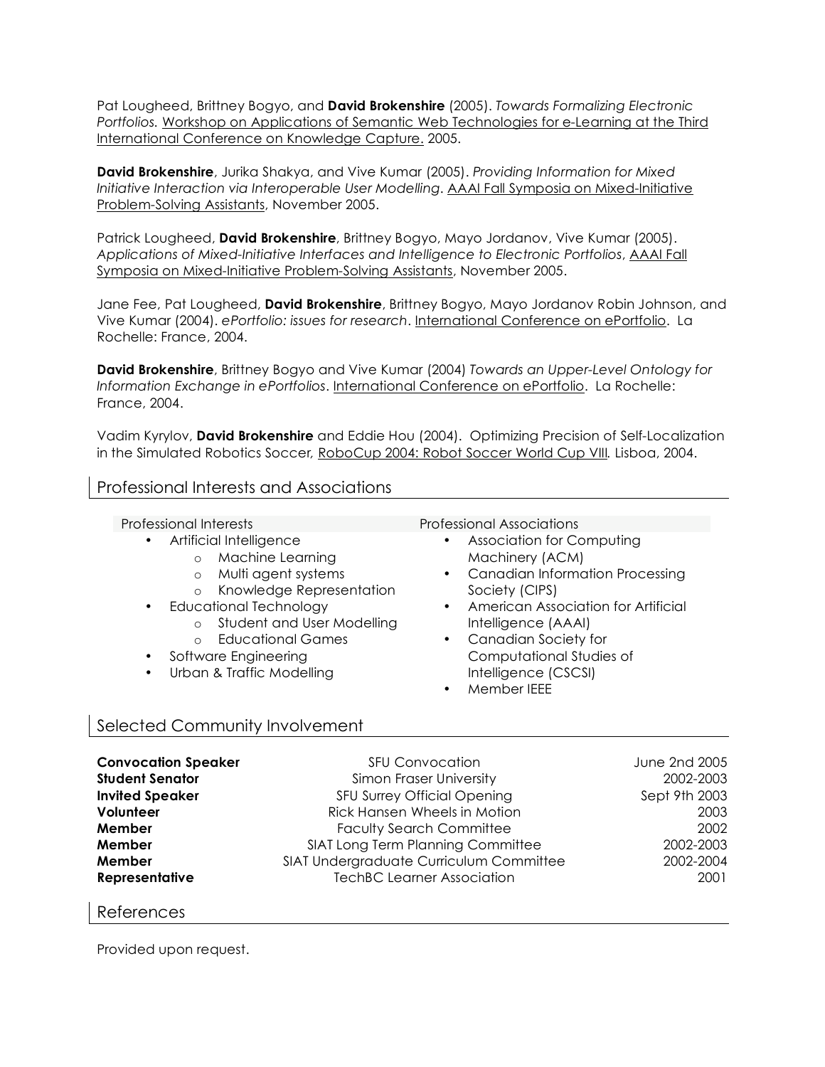Pat Lougheed, Brittney Bogyo, and **David Brokenshire** (2005). *Towards Formalizing Electronic Portfolios.* Workshop on Applications of Semantic Web Technologies for e-Learning at the Third International Conference on Knowledge Capture. 2005.

**David Brokenshire**, Jurika Shakya, and Vive Kumar (2005). *Providing Information for Mixed Initiative Interaction via Interoperable User Modelling*. AAAI Fall Symposia on Mixed-Initiative Problem-Solving Assistants, November 2005.

Patrick Lougheed, **David Brokenshire**, Brittney Bogyo, Mayo Jordanov, Vive Kumar (2005). *Applications of Mixed-Initiative Interfaces and Intelligence to Electronic Portfolios*, AAAI Fall Symposia on Mixed-Initiative Problem-Solving Assistants, November 2005.

Jane Fee, Pat Lougheed, **David Brokenshire**, Brittney Bogyo, Mayo Jordanov Robin Johnson, and Vive Kumar (2004). *ePortfolio: issues for research*. International Conference on ePortfolio. La Rochelle: France, 2004.

**David Brokenshire**, Brittney Bogyo and Vive Kumar (2004) *Towards an Upper-Level Ontology for Information Exchange in ePortfolios*. International Conference on ePortfolio. La Rochelle: France, 2004.

Vadim Kyrylov, **David Brokenshire** and Eddie Hou (2004). Optimizing Precision of Self-Localization in the Simulated Robotics Soccer, RoboCup 2004: Robot Soccer World Cup VIII. Lisboa, 2004.

## Professional Interests and Associations

Professional Interests

- Artificial Intelligence
  - Machine Learning
  - Multi agent systems
  - Knowledge Representation
- Educational Technology
  - Student and User Modelling
  - Educational Games
- Software Engineering
- Urban & Traffic Modelling

Professional Associations

- Association for Computing Machinery (ACM)
- Canadian Information Processing Society (CIPS)
- American Association for Artificial Intelligence (AAAI)
- Canadian Society for Computational Studies of Intelligence (CSCSI)
- Member IEEE

## Selected Community Involvement

| | | |
|---|---|---|
| **Convocation Speaker** | SFU Convocation | June 2nd 2005 |
| **Student Senator** | Simon Fraser University | 2002-2003 |
| **Invited Speaker** | SFU Surrey Official Opening | Sept 9th 2003 |
| **Volunteer** | Rick Hansen Wheels in Motion | 2003 |
| **Member** | Faculty Search Committee | 2002 |
| **Member** | SIAT Long Term Planning Committee | 2002-2003 |
| **Member** | SIAT Undergraduate Curriculum Committee | 2002-2004 |
| **Representative** | TechBC Learner Association | 2001 |

## References

Provided upon request.